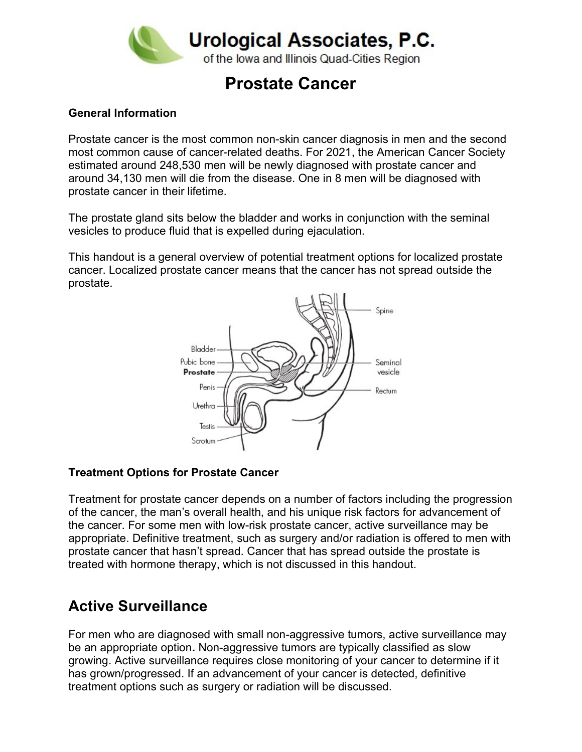**Urological Associates, P.C.**
of the Iowa and Illinois Quad-Cities Region

# Prostate Cancer

**General Information**

Prostate cancer is the most common non-skin cancer diagnosis in men and the second most common cause of cancer-related deaths. For 2021, the American Cancer Society estimated around 248,530 men will be newly diagnosed with prostate cancer and around 34,130 men will die from the disease. One in 8 men will be diagnosed with prostate cancer in their lifetime.

The prostate gland sits below the bladder and works in conjunction with the seminal vesicles to produce fluid that is expelled during ejaculation.

This handout is a general overview of potential treatment options for localized prostate cancer. Localized prostate cancer means that the cancer has not spread outside the prostate.

**Treatment Options for Prostate Cancer**

Treatment for prostate cancer depends on a number of factors including the progression of the cancer, the man's overall health, and his unique risk factors for advancement of the cancer. For some men with low-risk prostate cancer, active surveillance may be appropriate. Definitive treatment, such as surgery and/or radiation is offered to men with prostate cancer that hasn't spread. Cancer that has spread outside the prostate is treated with hormone therapy, which is not discussed in this handout.

## Active Surveillance

For men who are diagnosed with small non-aggressive tumors, active surveillance may be an appropriate option**.** Non-aggressive tumors are typically classified as slow growing. Active surveillance requires close monitoring of your cancer to determine if it has grown/progressed. If an advancement of your cancer is detected, definitive treatment options such as surgery or radiation will be discussed.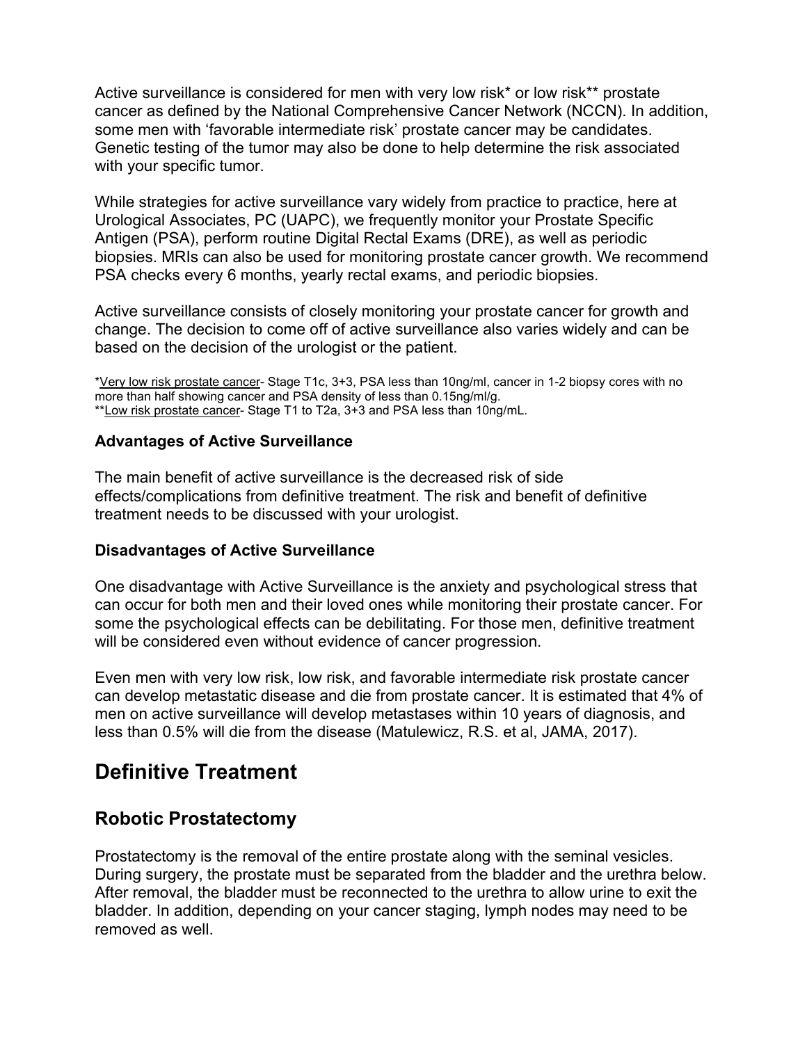Active surveillance is considered for men with very low risk* or low risk** prostate cancer as defined by the National Comprehensive Cancer Network (NCCN). In addition, some men with 'favorable intermediate risk' prostate cancer may be candidates. Genetic testing of the tumor may also be done to help determine the risk associated with your specific tumor.

While strategies for active surveillance vary widely from practice to practice, here at Urological Associates, PC (UAPC), we frequently monitor your Prostate Specific Antigen (PSA), perform routine Digital Rectal Exams (DRE), as well as periodic biopsies. MRIs can also be used for monitoring prostate cancer growth. We recommend PSA checks every 6 months, yearly rectal exams, and periodic biopsies.

Active surveillance consists of closely monitoring your prostate cancer for growth and change. The decision to come off of active surveillance also varies widely and can be based on the decision of the urologist or the patient.

*Very low risk prostate cancer- Stage T1c, 3+3, PSA less than 10ng/ml, cancer in 1-2 biopsy cores with no more than half showing cancer and PSA density of less than 0.15ng/ml/g.
**Low risk prostate cancer- Stage T1 to T2a, 3+3 and PSA less than 10ng/mL.

#### Advantages of Active Surveillance

The main benefit of active surveillance is the decreased risk of side effects/complications from definitive treatment. The risk and benefit of definitive treatment needs to be discussed with your urologist.

#### Disadvantages of Active Surveillance

One disadvantage with Active Surveillance is the anxiety and psychological stress that can occur for both men and their loved ones while monitoring their prostate cancer. For some the psychological effects can be debilitating. For those men, definitive treatment will be considered even without evidence of cancer progression.

Even men with very low risk, low risk, and favorable intermediate risk prostate cancer can develop metastatic disease and die from prostate cancer. It is estimated that 4% of men on active surveillance will develop metastases within 10 years of diagnosis, and less than 0.5% will die from the disease (Matulewicz, R.S. et al, JAMA, 2017).

# Definitive Treatment

## Robotic Prostatectomy

Prostatectomy is the removal of the entire prostate along with the seminal vesicles. During surgery, the prostate must be separated from the bladder and the urethra below. After removal, the bladder must be reconnected to the urethra to allow urine to exit the bladder. In addition, depending on your cancer staging, lymph nodes may need to be removed as well.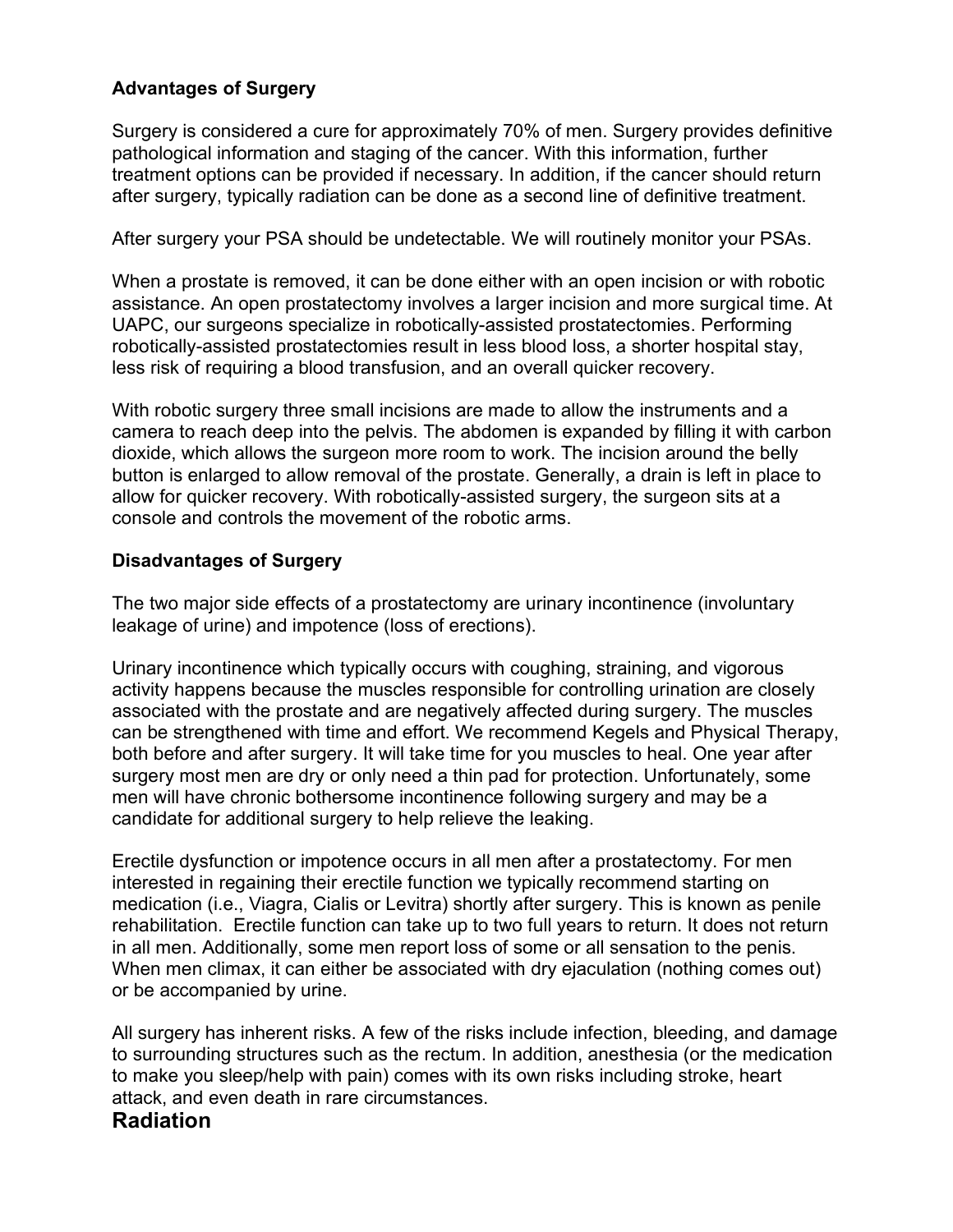### Advantages of Surgery

Surgery is considered a cure for approximately 70% of men. Surgery provides definitive pathological information and staging of the cancer. With this information, further treatment options can be provided if necessary. In addition, if the cancer should return after surgery, typically radiation can be done as a second line of definitive treatment.

After surgery your PSA should be undetectable. We will routinely monitor your PSAs.

When a prostate is removed, it can be done either with an open incision or with robotic assistance. An open prostatectomy involves a larger incision and more surgical time. At UAPC, our surgeons specialize in robotically-assisted prostatectomies. Performing robotically-assisted prostatectomies result in less blood loss, a shorter hospital stay, less risk of requiring a blood transfusion, and an overall quicker recovery.

With robotic surgery three small incisions are made to allow the instruments and a camera to reach deep into the pelvis. The abdomen is expanded by filling it with carbon dioxide, which allows the surgeon more room to work. The incision around the belly button is enlarged to allow removal of the prostate. Generally, a drain is left in place to allow for quicker recovery. With robotically-assisted surgery, the surgeon sits at a console and controls the movement of the robotic arms.

### Disadvantages of Surgery

The two major side effects of a prostatectomy are urinary incontinence (involuntary leakage of urine) and impotence (loss of erections).

Urinary incontinence which typically occurs with coughing, straining, and vigorous activity happens because the muscles responsible for controlling urination are closely associated with the prostate and are negatively affected during surgery. The muscles can be strengthened with time and effort. We recommend Kegels and Physical Therapy, both before and after surgery. It will take time for you muscles to heal. One year after surgery most men are dry or only need a thin pad for protection. Unfortunately, some men will have chronic bothersome incontinence following surgery and may be a candidate for additional surgery to help relieve the leaking.

Erectile dysfunction or impotence occurs in all men after a prostatectomy. For men interested in regaining their erectile function we typically recommend starting on medication (i.e., Viagra, Cialis or Levitra) shortly after surgery. This is known as penile rehabilitation. Erectile function can take up to two full years to return. It does not return in all men. Additionally, some men report loss of some or all sensation to the penis. When men climax, it can either be associated with dry ejaculation (nothing comes out) or be accompanied by urine.

All surgery has inherent risks. A few of the risks include infection, bleeding, and damage to surrounding structures such as the rectum. In addition, anesthesia (or the medication to make you sleep/help with pain) comes with its own risks including stroke, heart attack, and even death in rare circumstances.

## Radiation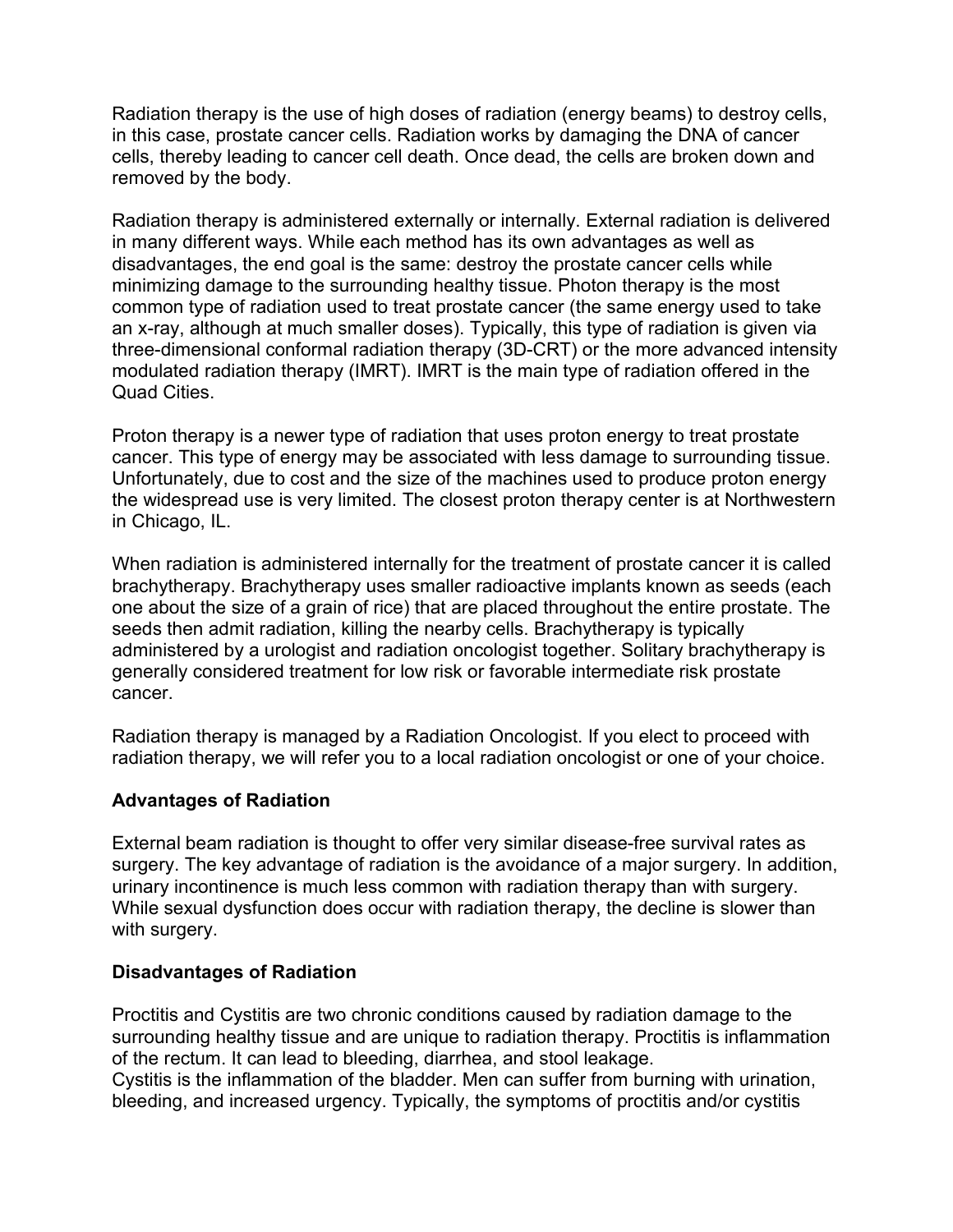Radiation therapy is the use of high doses of radiation (energy beams) to destroy cells, in this case, prostate cancer cells. Radiation works by damaging the DNA of cancer cells, thereby leading to cancer cell death. Once dead, the cells are broken down and removed by the body.

Radiation therapy is administered externally or internally. External radiation is delivered in many different ways. While each method has its own advantages as well as disadvantages, the end goal is the same: destroy the prostate cancer cells while minimizing damage to the surrounding healthy tissue. Photon therapy is the most common type of radiation used to treat prostate cancer (the same energy used to take an x-ray, although at much smaller doses). Typically, this type of radiation is given via three-dimensional conformal radiation therapy (3D-CRT) or the more advanced intensity modulated radiation therapy (IMRT). IMRT is the main type of radiation offered in the Quad Cities.

Proton therapy is a newer type of radiation that uses proton energy to treat prostate cancer. This type of energy may be associated with less damage to surrounding tissue. Unfortunately, due to cost and the size of the machines used to produce proton energy the widespread use is very limited. The closest proton therapy center is at Northwestern in Chicago, IL.

When radiation is administered internally for the treatment of prostate cancer it is called brachytherapy. Brachytherapy uses smaller radioactive implants known as seeds (each one about the size of a grain of rice) that are placed throughout the entire prostate. The seeds then admit radiation, killing the nearby cells. Brachytherapy is typically administered by a urologist and radiation oncologist together. Solitary brachytherapy is generally considered treatment for low risk or favorable intermediate risk prostate cancer.

Radiation therapy is managed by a Radiation Oncologist. If you elect to proceed with radiation therapy, we will refer you to a local radiation oncologist or one of your choice.

**Advantages of Radiation**

External beam radiation is thought to offer very similar disease-free survival rates as surgery. The key advantage of radiation is the avoidance of a major surgery. In addition, urinary incontinence is much less common with radiation therapy than with surgery. While sexual dysfunction does occur with radiation therapy, the decline is slower than with surgery.

**Disadvantages of Radiation**

Proctitis and Cystitis are two chronic conditions caused by radiation damage to the surrounding healthy tissue and are unique to radiation therapy. Proctitis is inflammation of the rectum. It can lead to bleeding, diarrhea, and stool leakage.
Cystitis is the inflammation of the bladder. Men can suffer from burning with urination, bleeding, and increased urgency. Typically, the symptoms of proctitis and/or cystitis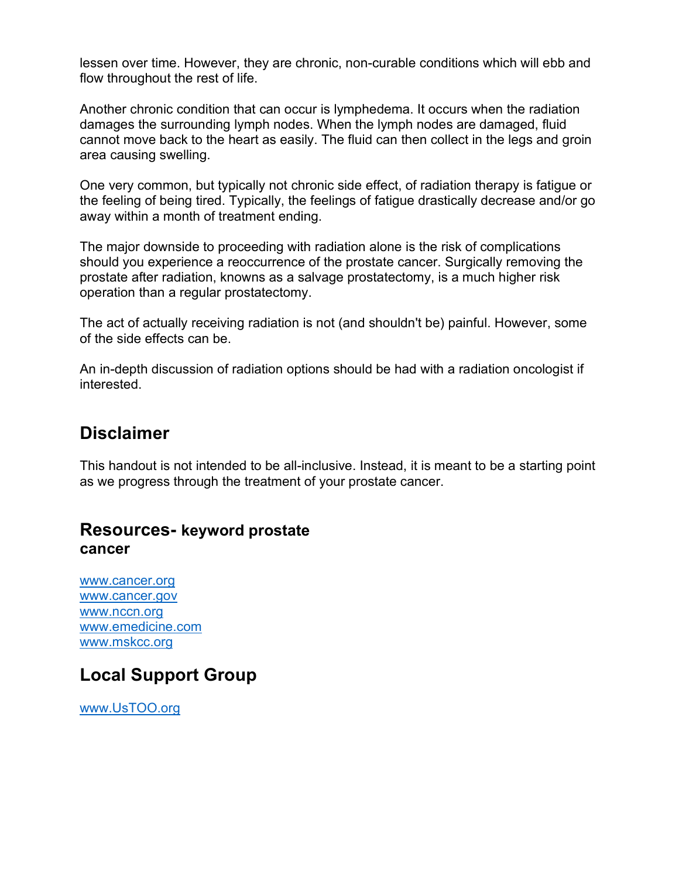lessen over time. However, they are chronic, non-curable conditions which will ebb and flow throughout the rest of life.

Another chronic condition that can occur is lymphedema. It occurs when the radiation damages the surrounding lymph nodes. When the lymph nodes are damaged, fluid cannot move back to the heart as easily. The fluid can then collect in the legs and groin area causing swelling.

One very common, but typically not chronic side effect, of radiation therapy is fatigue or the feeling of being tired. Typically, the feelings of fatigue drastically decrease and/or go away within a month of treatment ending.

The major downside to proceeding with radiation alone is the risk of complications should you experience a reoccurrence of the prostate cancer. Surgically removing the prostate after radiation, knowns as a salvage prostatectomy, is a much higher risk operation than a regular prostatectomy.

The act of actually receiving radiation is not (and shouldn't be) painful. However, some of the side effects can be.

An in-depth discussion of radiation options should be had with a radiation oncologist if interested.

## Disclaimer

This handout is not intended to be all-inclusive. Instead, it is meant to be a starting point as we progress through the treatment of your prostate cancer.

## Resources- keyword prostate cancer

www.cancer.org
www.cancer.gov
www.nccn.org
www.emedicine.com
www.mskcc.org

## Local Support Group

www.UsTOO.org